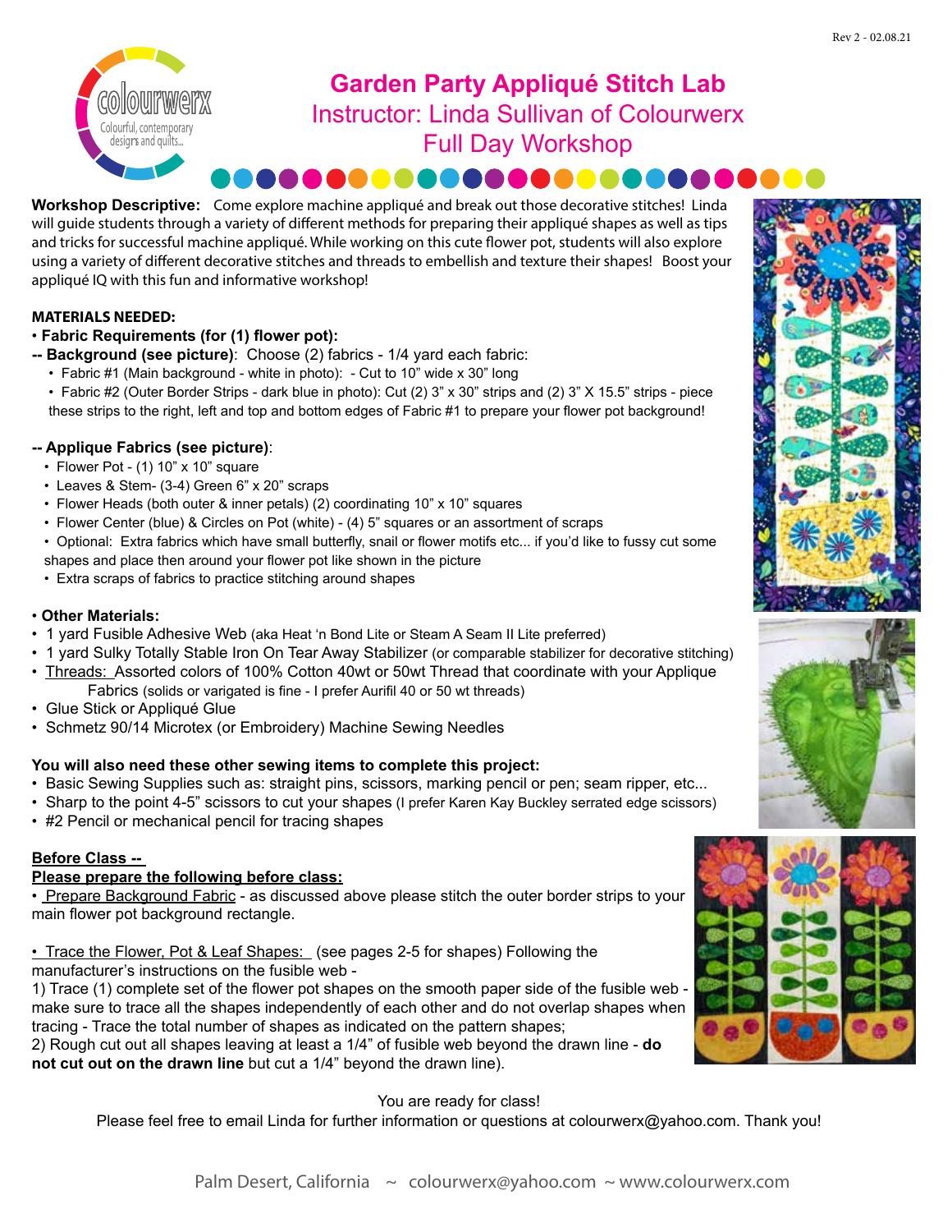Rev 2 - 02.08.21

# Garden Party Appliqué Stitch Lab

## Instructor: Linda Sullivan of Colourwerx

## Full Day Workshop

**Workshop Descriptive:** Come explore machine appliqué and break out those decorative stitches! Linda will guide students through a variety of different methods for preparing their appliqué shapes as well as tips and tricks for successful machine appliqué. While working on this cute flower pot, students will also explore using a variety of different decorative stitches and threads to embellish and texture their shapes! Boost your appliqué IQ with this fun and informative workshop!

### MATERIALS NEEDED:

• **Fabric Requirements (for (1) flower pot):**

**-- Background (see picture)**: Choose (2) fabrics - 1/4 yard each fabric:

- Fabric #1 (Main background - white in photo): - Cut to 10" wide x 30" long
- Fabric #2 (Outer Border Strips - dark blue in photo): Cut (2) 3" x 30" strips and (2) 3" X 15.5" strips - piece these strips to the right, left and top and bottom edges of Fabric #1 to prepare your flower pot background!

**-- Applique Fabrics (see picture)**:

- Flower Pot - (1) 10" x 10" square
- Leaves & Stem- (3-4) Green 6" x 20" scraps
- Flower Heads (both outer & inner petals) (2) coordinating 10" x 10" squares
- Flower Center (blue) & Circles on Pot (white) - (4) 5" squares or an assortment of scraps
- Optional: Extra fabrics which have small butterfly, snail or flower motifs etc... if you'd like to fussy cut some shapes and place then around your flower pot like shown in the picture
- Extra scraps of fabrics to practice stitching around shapes

• **Other Materials:**

- 1 yard Fusible Adhesive Web (aka Heat 'n Bond Lite or Steam A Seam II Lite preferred)
- 1 yard Sulky Totally Stable Iron On Tear Away Stabilizer (or comparable stabilizer for decorative stitching)
- <u>Threads:</u> Assorted colors of 100% Cotton 40wt or 50wt Thread that coordinate with your Applique Fabrics (solids or varigated is fine - I prefer Aurifil 40 or 50 wt threads)
- Glue Stick or Appliqué Glue
- Schmetz 90/14 Microtex (or Embroidery) Machine Sewing Needles

**You will also need these other sewing items to complete this project:**

- Basic Sewing Supplies such as: straight pins, scissors, marking pencil or pen; seam ripper, etc...
- Sharp to the point 4-5" scissors to cut your shapes (I prefer Karen Kay Buckley serrated edge scissors)
- #2 Pencil or mechanical pencil for tracing shapes

**<u>Before Class --</u>**

**<u>Please prepare the following before class:</u>**

• <u>Prepare Background Fabric</u> - as discussed above please stitch the outer border strips to your main flower pot background rectangle.

• <u>Trace the Flower, Pot & Leaf Shapes:</u> (see pages 2-5 for shapes) Following the manufacturer's instructions on the fusible web -

1) Trace (1) complete set of the flower pot shapes on the smooth paper side of the fusible web - make sure to trace all the shapes independently of each other and do not overlap shapes when tracing - Trace the total number of shapes as indicated on the pattern shapes;

2) Rough cut out all shapes leaving at least a 1/4" of fusible web beyond the drawn line - **do not cut out on the drawn line** but cut a 1/4" beyond the drawn line).

You are ready for class!

Please feel free to email Linda for further information or questions at colourwerx@yahoo.com. Thank you!

Palm Desert, California ~ colourwerx@yahoo.com ~ www.colourwerx.com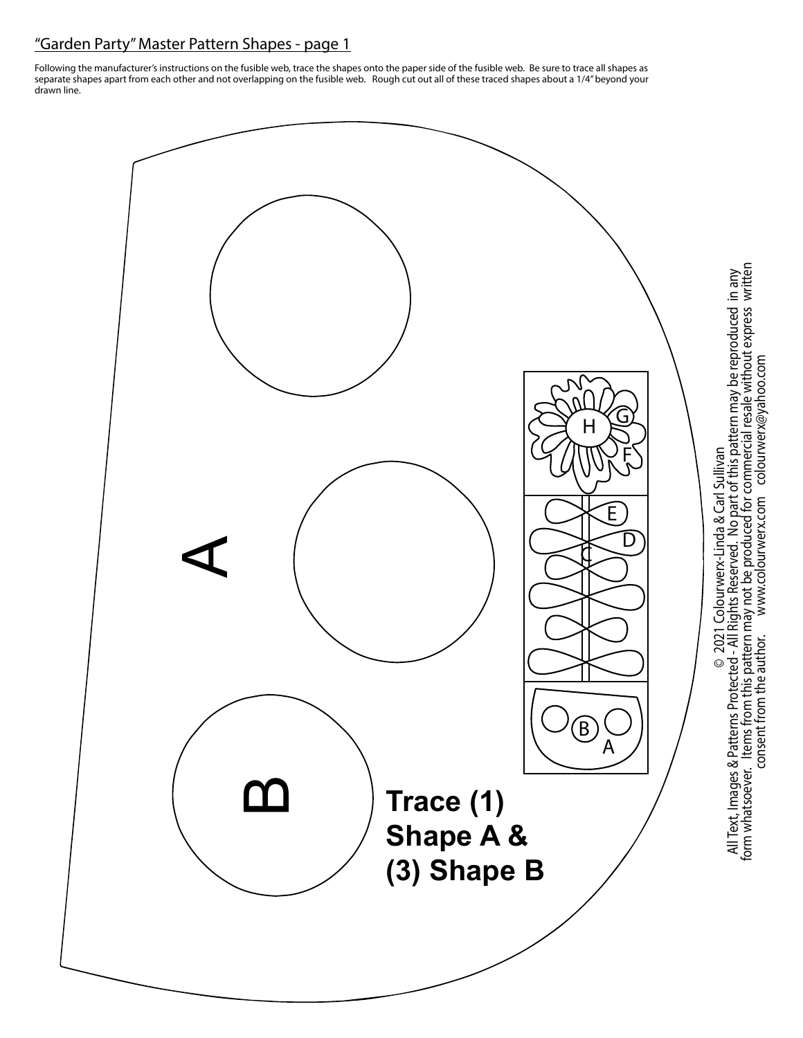"Garden Party" Master Pattern Shapes - page 1

Following the manufacturer's instructions on the fusible web, trace the shapes onto the paper side of the fusible web. Be sure to trace all shapes as separate shapes apart from each other and not overlapping on the fusible web. Rough cut out all of these traced shapes about a 1/4" beyond your drawn line.

A

B

**Trace (1) Shape A & (3) Shape B**

H G F E D C B A

© 2021 Colourwerx-Linda & Carl Sullivan
All Text, Images & Patterns Protected - All Rights Reserved. No part of this pattern may be reproduced in any form whatsoever. Items from this pattern may not be produced for commercial resale without express written consent from the author. www.colourwerx.com colourwerx@yahoo.com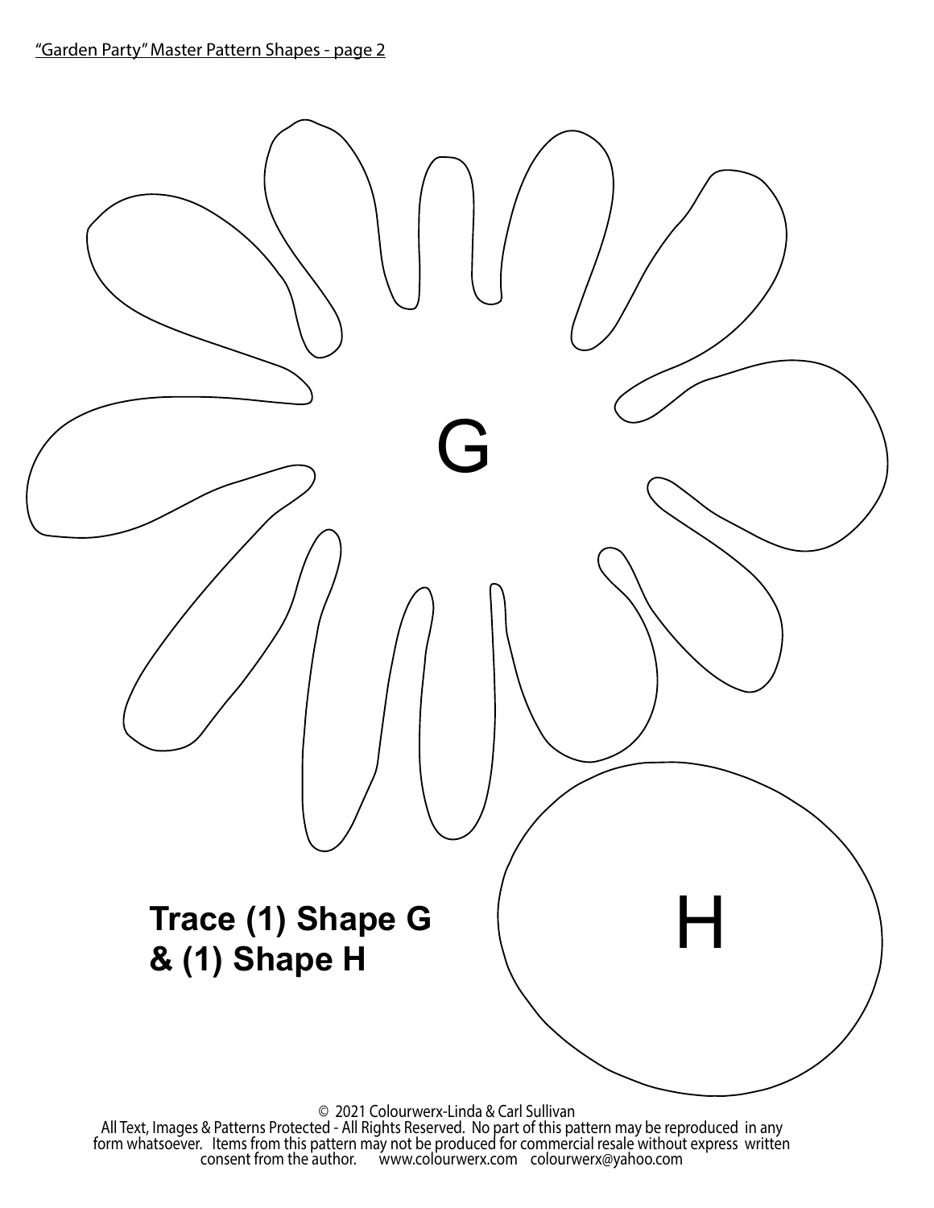"Garden Party" Master Pattern Shapes - page 2

G

H

**Trace (1) Shape G & (1) Shape H**

© 2021 Colourwerx-Linda & Carl Sullivan
All Text, Images & Patterns Protected - All Rights Reserved. No part of this pattern may be reproduced in any form whatsoever. Items from this pattern may not be produced for commercial resale without express written consent from the author. www.colourwerx.com colourwerx@yahoo.com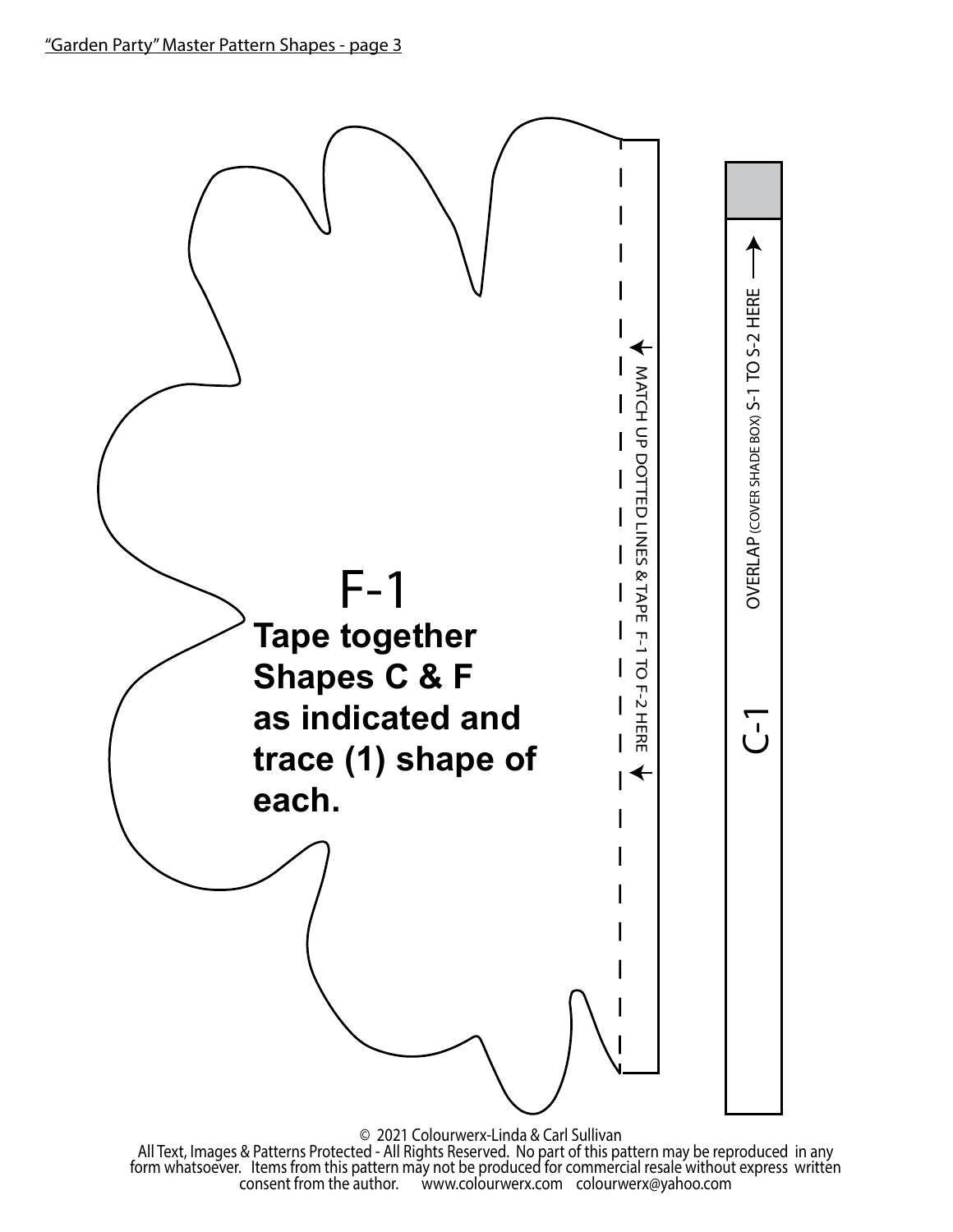"Garden Party" Master Pattern Shapes - page 3

F-1

**Tape together Shapes C & F as indicated and trace (1) shape of each.**

MATCH UP DOTTED LINES & TAPE F-1 TO F-2 HERE

C-1

OVERLAP (COVER SHADE BOX) S-1 TO S-2 HERE

© 2021 Colourwerx-Linda & Carl Sullivan
All Text, Images & Patterns Protected - All Rights Reserved. No part of this pattern may be reproduced in any form whatsoever. Items from this pattern may not be produced for commercial resale without express written consent from the author. www.colourwerx.com colourwerx@yahoo.com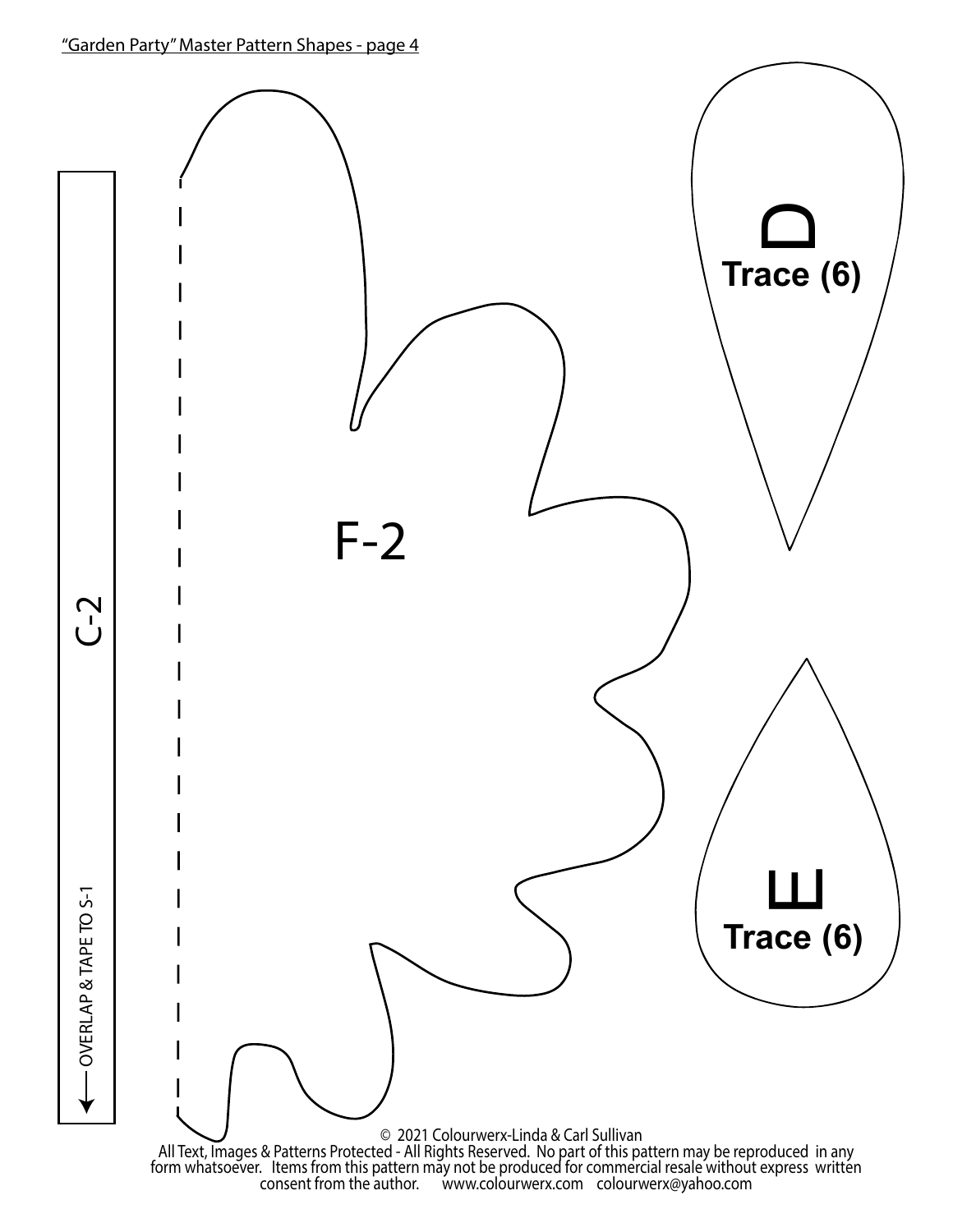"Garden Party" Master Pattern Shapes - page 4

C-2

OVERLAP & TAPE TO S-1

F-2

D
**Trace (6)**

E
**Trace (6)**

© 2021 Colourwerx-Linda & Carl Sullivan
All Text, Images & Patterns Protected - All Rights Reserved. No part of this pattern may be reproduced in any form whatsoever. Items from this pattern may not be produced for commercial resale without express written consent from the author. www.colourwerx.com colourwerx@yahoo.com